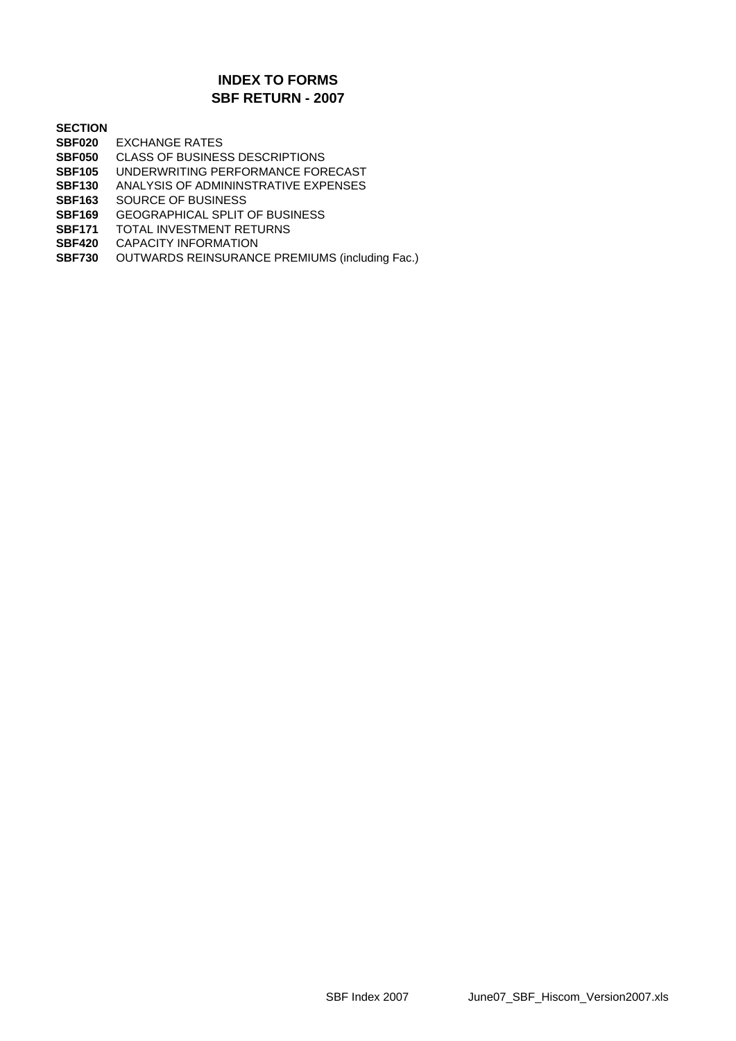# INDEX TO FORMS
## SBF RETURN - 2007

**SECTION**

| | |
|---|---|
| **SBF020** | EXCHANGE RATES |
| **SBF050** | CLASS OF BUSINESS DESCRIPTIONS |
| **SBF105** | UNDERWRITING PERFORMANCE FORECAST |
| **SBF130** | ANALYSIS OF ADMININSTRATIVE EXPENSES |
| **SBF163** | SOURCE OF BUSINESS |
| **SBF169** | GEOGRAPHICAL SPLIT OF BUSINESS |
| **SBF171** | TOTAL INVESTMENT RETURNS |
| **SBF420** | CAPACITY INFORMATION |
| **SBF730** | OUTWARDS REINSURANCE PREMIUMS (including Fac.) |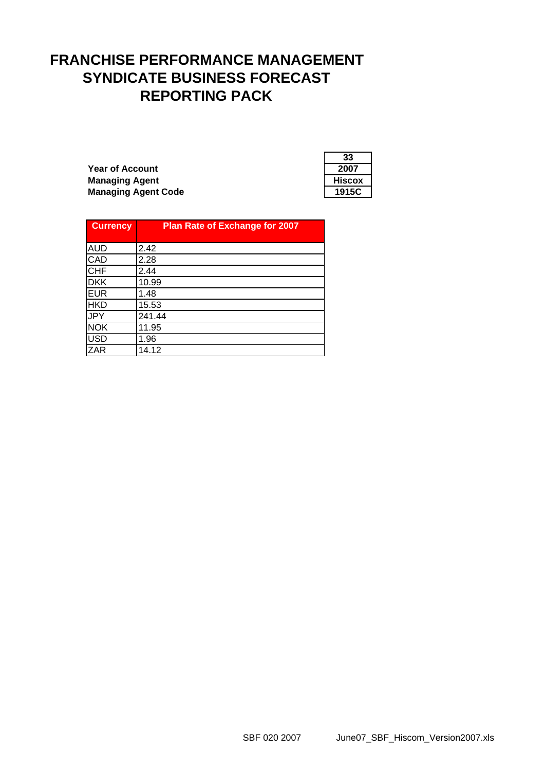# FRANCHISE PERFORMANCE MANAGEMENT
# SYNDICATE BUSINESS FORECAST
# REPORTING PACK

| | 33 |
|---|---|
| **Year of Account** | **2007** |
| **Managing Agent** | **Hiscox** |
| **Managing Agent Code** | **1915C** |

| Currency | Plan Rate of Exchange for 2007 |
|---|---|
| AUD | 2.42 |
| CAD | 2.28 |
| CHF | 2.44 |
| DKK | 10.99 |
| EUR | 1.48 |
| HKD | 15.53 |
| JPY | 241.44 |
| NOK | 11.95 |
| USD | 1.96 |
| ZAR | 14.12 |

SBF 020 2007 June07_SBF_Hiscom_Version2007.xls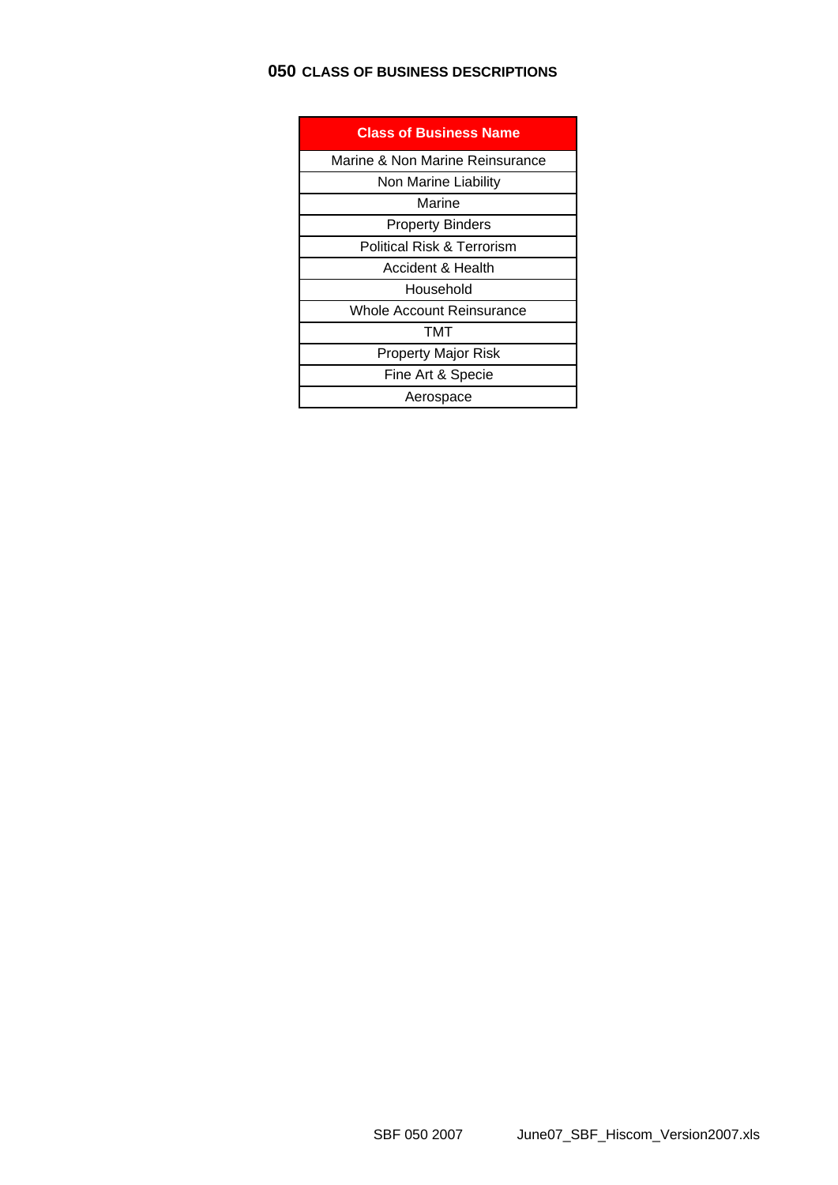# 050 CLASS OF BUSINESS DESCRIPTIONS

| Class of Business Name |
|---|
| Marine & Non Marine Reinsurance |
| Non Marine Liability |
| Marine |
| Property Binders |
| Political Risk & Terrorism |
| Accident & Health |
| Household |
| Whole Account Reinsurance |
| TMT |
| Property Major Risk |
| Fine Art & Specie |
| Aerospace |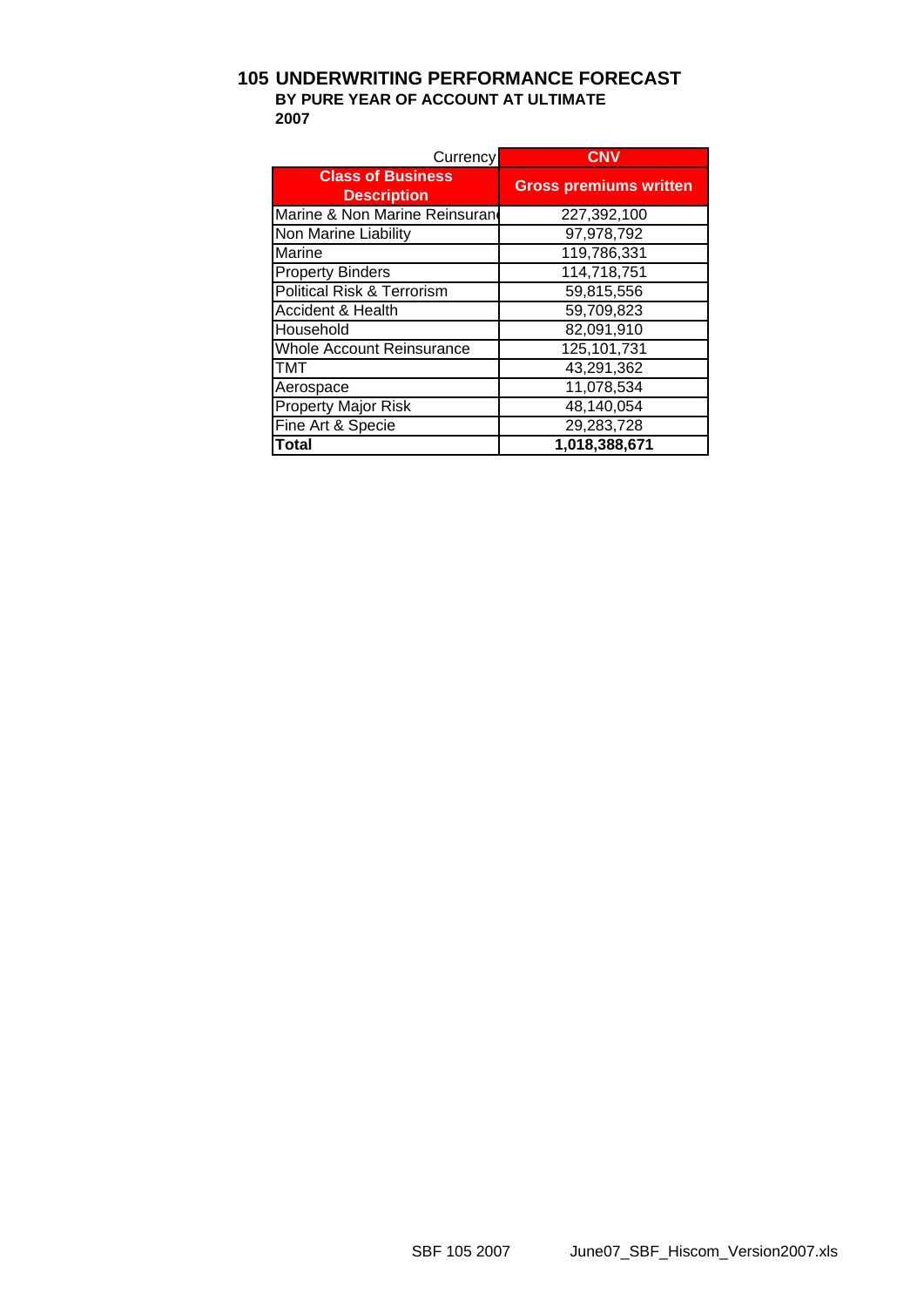# 105 UNDERWRITING PERFORMANCE FORECAST

**BY PURE YEAR OF ACCOUNT AT ULTIMATE**

**2007**

| Currency | CNV |
|---|---|
| **Class of Business Description** | **Gross premiums written** |
| Marine & Non Marine Reinsuran | 227,392,100 |
| Non Marine Liability | 97,978,792 |
| Marine | 119,786,331 |
| Property Binders | 114,718,751 |
| Political Risk & Terrorism | 59,815,556 |
| Accident & Health | 59,709,823 |
| Household | 82,091,910 |
| Whole Account Reinsurance | 125,101,731 |
| TMT | 43,291,362 |
| Aerospace | 11,078,534 |
| Property Major Risk | 48,140,054 |
| Fine Art & Specie | 29,283,728 |
| **Total** | **1,018,388,671** |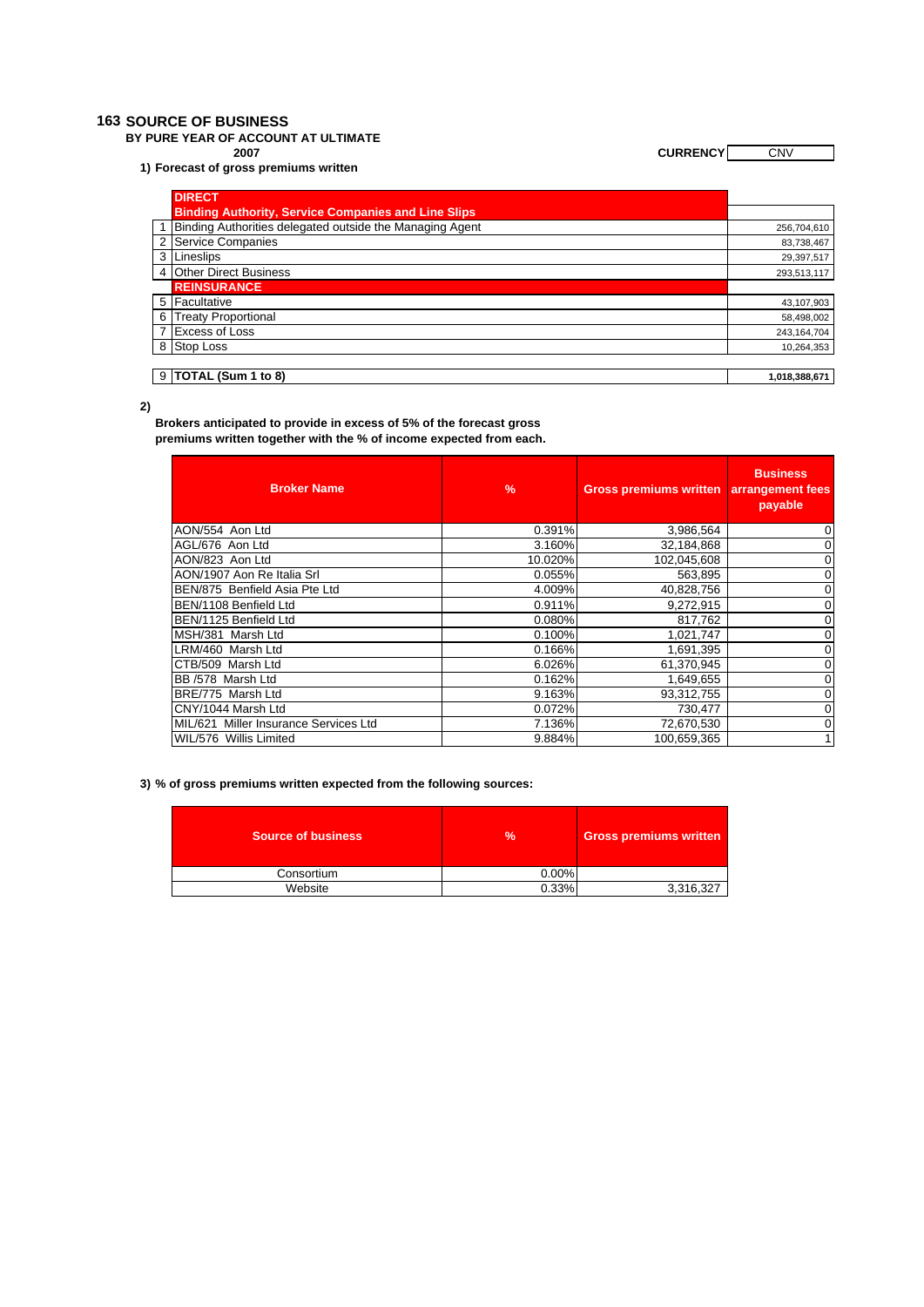# 163 SOURCE OF BUSINESS

**BY PURE YEAR OF ACCOUNT AT ULTIMATE**

**2007** **CURRENCY** CNV

**1) Forecast of gross premiums written**

| | | |
|---|---|---|
| | **DIRECT** | |
| | **Binding Authority, Service Companies and Line Slips** | |
| 1 | Binding Authorities delegated outside the Managing Agent | 256,704,610 |
| 2 | Service Companies | 83,738,467 |
| 3 | Lineslips | 29,397,517 |
| 4 | Other Direct Business | 293,513,117 |
| | **REINSURANCE** | |
| 5 | Facultative | 43,107,903 |
| 6 | Treaty Proportional | 58,498,002 |
| 7 | Excess of Loss | 243,164,704 |
| 8 | Stop Loss | 10,264,353 |
| | | |
| 9 | **TOTAL (Sum 1 to 8)** | **1,018,388,671** |

**2)**

**Brokers anticipated to provide in excess of 5% of the forecast gross premiums written together with the % of income expected from each.**

| Broker Name | % | Gross premiums written | Business arrangement fees payable |
|---|---|---|---|
| AON/554 Aon Ltd | 0.391% | 3,986,564 | 0 |
| AGL/676 Aon Ltd | 3.160% | 32,184,868 | 0 |
| AON/823 Aon Ltd | 10.020% | 102,045,608 | 0 |
| AON/1907 Aon Re Italia Srl | 0.055% | 563,895 | 0 |
| BEN/875 Benfield Asia Pte Ltd | 4.009% | 40,828,756 | 0 |
| BEN/1108 Benfield Ltd | 0.911% | 9,272,915 | 0 |
| BEN/1125 Benfield Ltd | 0.080% | 817,762 | 0 |
| MSH/381 Marsh Ltd | 0.100% | 1,021,747 | 0 |
| LRM/460 Marsh Ltd | 0.166% | 1,691,395 | 0 |
| CTB/509 Marsh Ltd | 6.026% | 61,370,945 | 0 |
| BB /578 Marsh Ltd | 0.162% | 1,649,655 | 0 |
| BRE/775 Marsh Ltd | 9.163% | 93,312,755 | 0 |
| CNY/1044 Marsh Ltd | 0.072% | 730,477 | 0 |
| MIL/621 Miller Insurance Services Ltd | 7.136% | 72,670,530 | 0 |
| WIL/576 Willis Limited | 9.884% | 100,659,365 | 1 |

**3) % of gross premiums written expected from the following sources:**

| Source of business | % | Gross premiums written |
|---|---|---|
| Consortium | 0.00% | |
| Website | 0.33% | 3,316,327 |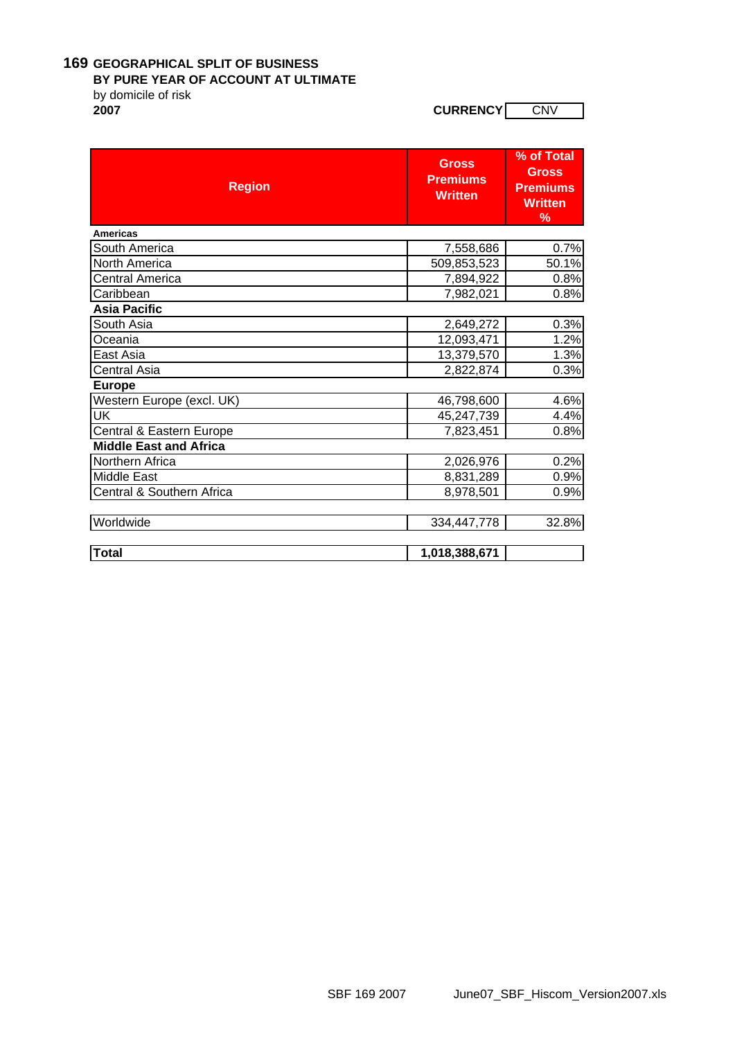**169 GEOGRAPHICAL SPLIT OF BUSINESS**
**BY PURE YEAR OF ACCOUNT AT ULTIMATE**
by domicile of risk
**2007**

**CURRENCY** CNV

| Region | Gross Premiums Written | % of Total Gross Premiums Written % |
|---|---|---|
| **Americas** | | |
| South America | 7,558,686 | 0.7% |
| North America | 509,853,523 | 50.1% |
| Central America | 7,894,922 | 0.8% |
| Caribbean | 7,982,021 | 0.8% |
| **Asia Pacific** | | |
| South Asia | 2,649,272 | 0.3% |
| Oceania | 12,093,471 | 1.2% |
| East Asia | 13,379,570 | 1.3% |
| Central Asia | 2,822,874 | 0.3% |
| **Europe** | | |
| Western Europe (excl. UK) | 46,798,600 | 4.6% |
| UK | 45,247,739 | 4.4% |
| Central & Eastern Europe | 7,823,451 | 0.8% |
| **Middle East and Africa** | | |
| Northern Africa | 2,026,976 | 0.2% |
| Middle East | 8,831,289 | 0.9% |
| Central & Southern Africa | 8,978,501 | 0.9% |
| | | |
| Worldwide | 334,447,778 | 32.8% |
| | | |
| **Total** | **1,018,388,671** | |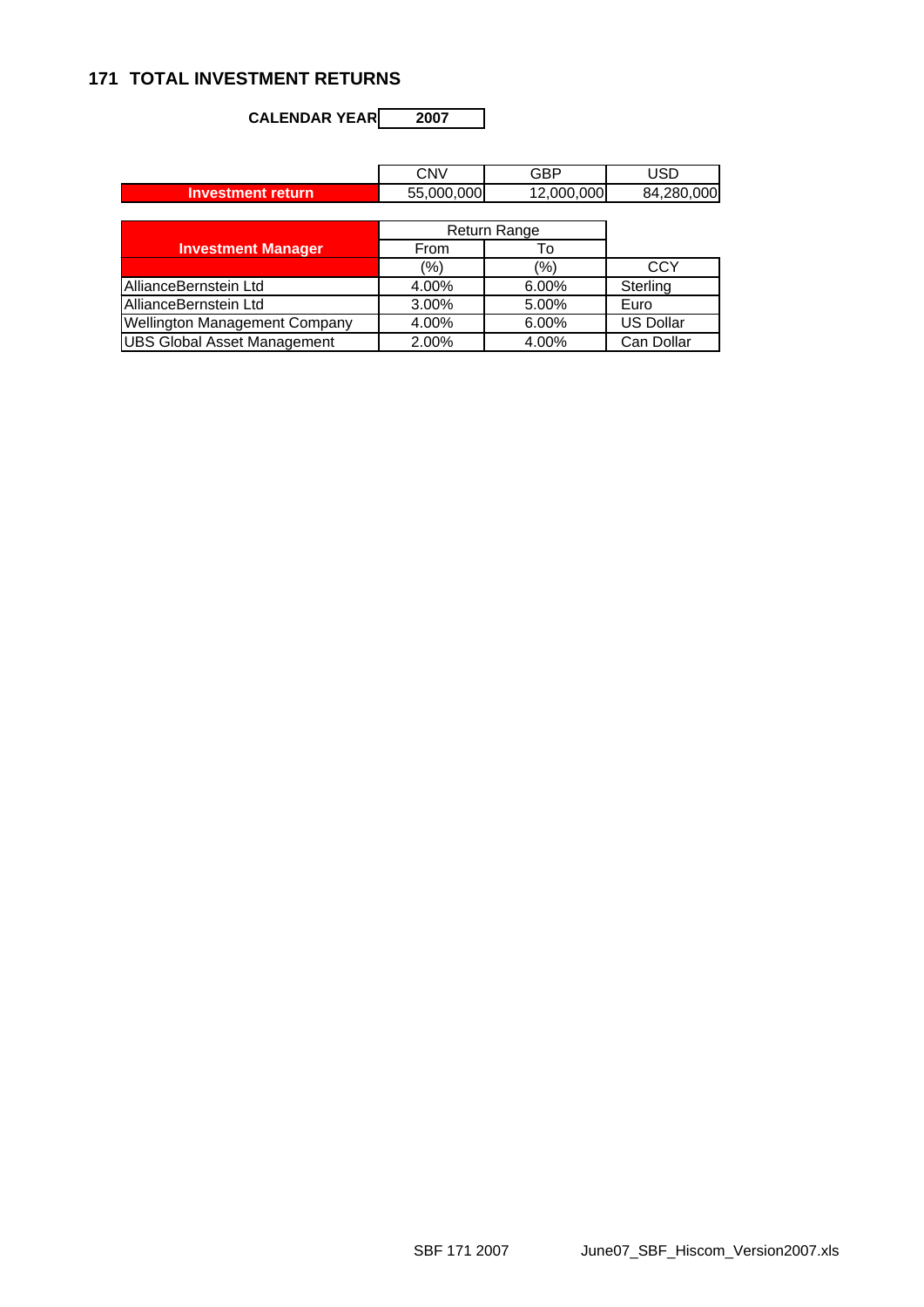## 171 TOTAL INVESTMENT RETURNS

**CALENDAR YEAR** **2007**

| | CNV | GBP | USD |
|---|---|---|---|
| **Investment return** | 55,000,000 | 12,000,000 | 84,280,000 |

| **Investment Manager** | Return Range | | |
|---|---|---|---|
| | From | To | |
| | (%) | (%) | CCY |
| AllianceBernstein Ltd | 4.00% | 6.00% | Sterling |
| AllianceBernstein Ltd | 3.00% | 5.00% | Euro |
| Wellington Management Company | 4.00% | 6.00% | US Dollar |
| UBS Global Asset Management | 2.00% | 4.00% | Can Dollar |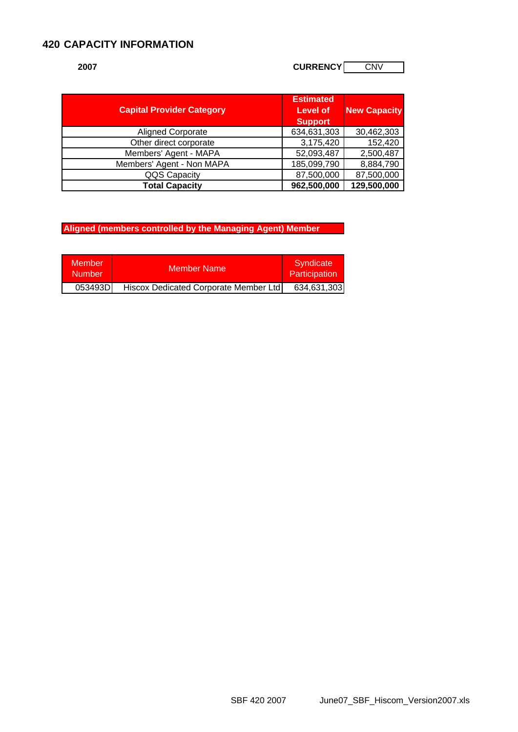# 420 CAPACITY INFORMATION

**2007**

**CURRENCY** CNV

| Capital Provider Category | Estimated Level of Support | New Capacity |
|---|---|---|
| Aligned Corporate | 634,631,303 | 30,462,303 |
| Other direct corporate | 3,175,420 | 152,420 |
| Members' Agent - MAPA | 52,093,487 | 2,500,487 |
| Members' Agent - Non MAPA | 185,099,790 | 8,884,790 |
| QQS Capacity | 87,500,000 | 87,500,000 |
| **Total Capacity** | **962,500,000** | **129,500,000** |

**Aligned (members controlled by the Managing Agent) Member**

| Member Number | Member Name | Syndicate Participation |
|---|---|---|
| 053493D | Hiscox Dedicated Corporate Member Ltd | 634,631,303 |

SBF 420 2007 June07_SBF_Hiscom_Version2007.xls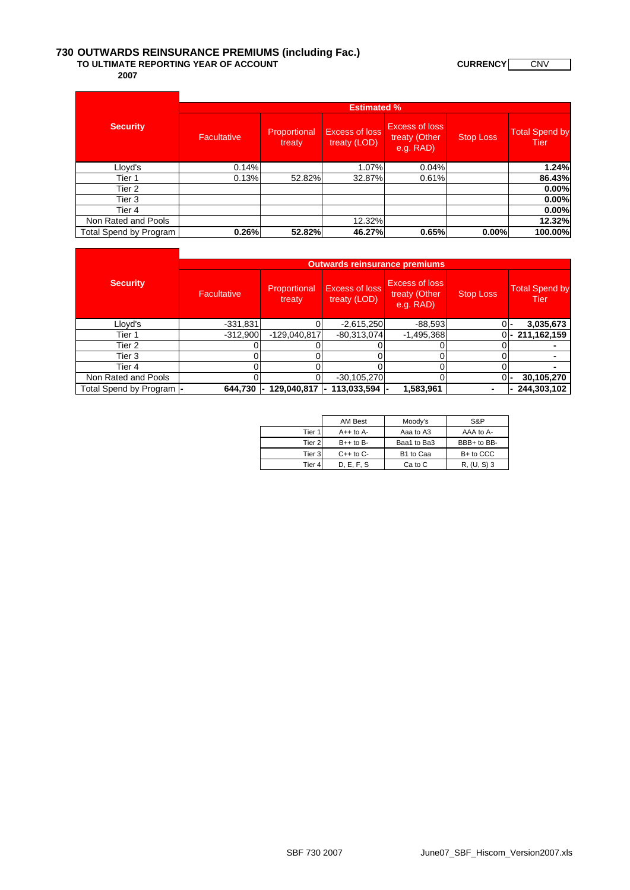# 730 OUTWARDS REINSURANCE PREMIUMS (including Fac.)

**TO ULTIMATE REPORTING YEAR OF ACCOUNT**

**2007**

**CURRENCY** CNV

| Security | Estimated % | | | | | |
|---|---|---|---|---|---|---|
| | Facultative | Proportional treaty | Excess of loss treaty (LOD) | Excess of loss treaty (Other e.g. RAD) | Stop Loss | Total Spend by Tier |
| Lloyd's | 0.14% | | 1.07% | 0.04% | | **1.24%** |
| Tier 1 | 0.13% | 52.82% | 32.87% | 0.61% | | **86.43%** |
| Tier 2 | | | | | | **0.00%** |
| Tier 3 | | | | | | **0.00%** |
| Tier 4 | | | | | | **0.00%** |
| Non Rated and Pools | | | 12.32% | | | **12.32%** |
| Total Spend by Program | **0.26%** | **52.82%** | **46.27%** | **0.65%** | **0.00%** | **100.00%** |

| Security | Outwards reinsurance premiums | | | | | |
|---|---|---|---|---|---|---|
| | Facultative | Proportional treaty | Excess of loss treaty (LOD) | Excess of loss treaty (Other e.g. RAD) | Stop Loss | Total Spend by Tier |
| Lloyd's | -331,831 | 0 | -2,615,250 | -88,593 | 0 | **- 3,035,673** |
| Tier 1 | -312,900 | -129,040,817 | -80,313,074 | -1,495,368 | 0 | **- 211,162,159** |
| Tier 2 | 0 | 0 | 0 | 0 | 0 | **-** |
| Tier 3 | 0 | 0 | 0 | 0 | 0 | **-** |
| Tier 4 | 0 | 0 | 0 | 0 | 0 | **-** |
| Non Rated and Pools | 0 | 0 | -30,105,270 | 0 | 0 | **- 30,105,270** |
| Total Spend by Program | **- 644,730** | **- 129,040,817** | **- 113,033,594** | **- 1,583,961** | **-** | **- 244,303,102** |

| | AM Best | Moody's | S&P |
|---|---|---|---|
| Tier 1 | A++ to A- | Aaa to A3 | AAA to A- |
| Tier 2 | B++ to B- | Baa1 to Ba3 | BBB+ to BB- |
| Tier 3 | C++ to C- | B1 to Caa | B+ to CCC |
| Tier 4 | D, E, F, S | Ca to C | R, (U, S) 3 |

SBF 730 2007 June07_SBF_Hiscom_Version2007.xls